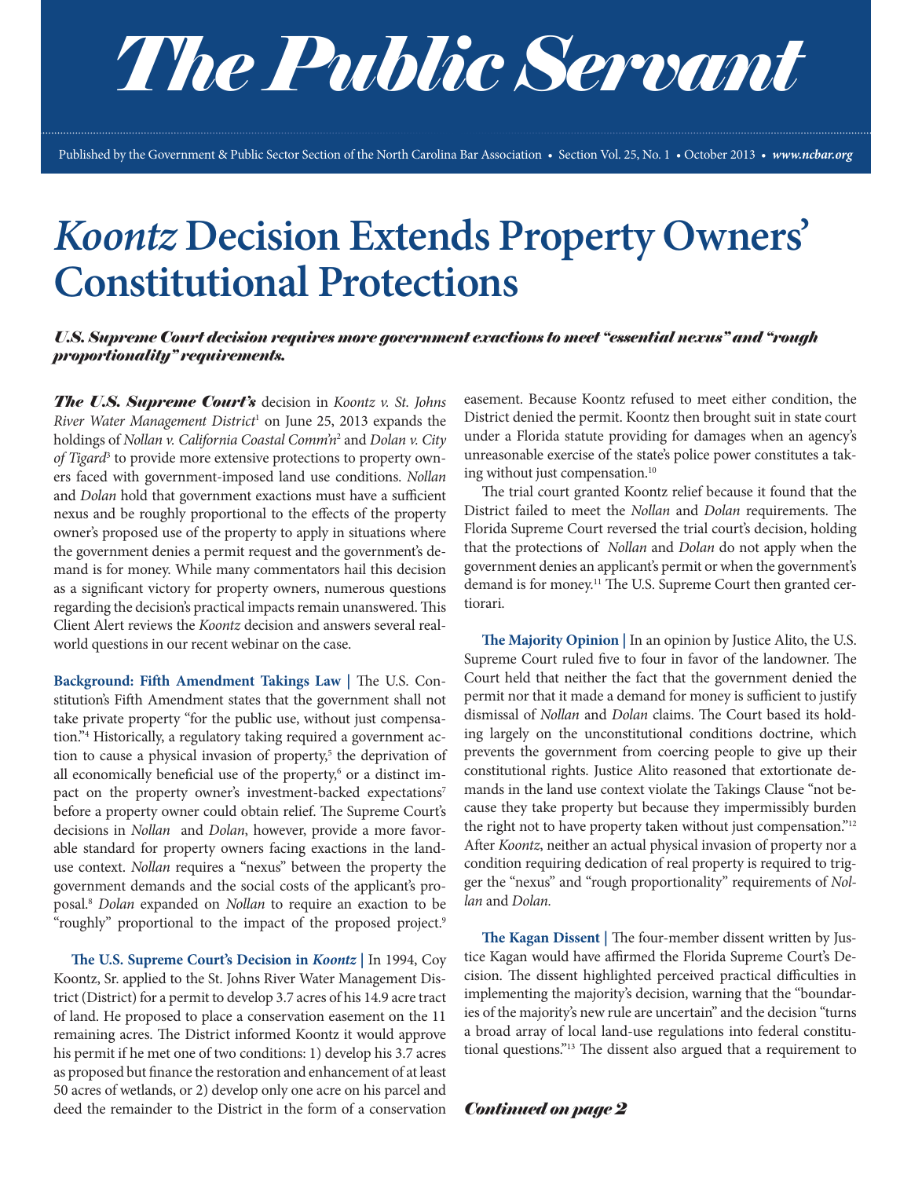# The Public Servant

Published by the Government & Public Sector Section of the North Carolina Bar Association • Section Vol. 25, No. 1 • October 2013 • *www.ncbar.org*

# *Koontz* Decision Extends Property Owners' Constitutional Protections

***U.S. Supreme Court decision requires more government exactions to meet "essential nexus" and "rough proportionality" requirements.***

***The U.S. Supreme Court's*** decision in *Koontz v. St. Johns River Water Management District*[1] on June 25, 2013 expands the holdings of *Nollan v. California Coastal Comm'n*[2] and *Dolan v. City of Tigard*[3] to provide more extensive protections to property owners faced with government-imposed land use conditions. *Nollan* and *Dolan* hold that government exactions must have a sufficient nexus and be roughly proportional to the effects of the property owner's proposed use of the property to apply in situations where the government denies a permit request and the government's demand is for money. While many commentators hail this decision as a significant victory for property owners, numerous questions regarding the decision's practical impacts remain unanswered. This Client Alert reviews the *Koontz* decision and answers several real-world questions in our recent webinar on the case.

**Background: Fifth Amendment Takings Law |** The U.S. Constitution's Fifth Amendment states that the government shall not take private property "for the public use, without just compensation."[4] Historically, a regulatory taking required a government action to cause a physical invasion of property,[5] the deprivation of all economically beneficial use of the property,[6] or a distinct impact on the property owner's investment-backed expectations[7] before a property owner could obtain relief. The Supreme Court's decisions in *Nollan* and *Dolan*, however, provide a more favorable standard for property owners facing exactions in the land-use context. *Nollan* requires a "nexus" between the property the government demands and the social costs of the applicant's proposal.[8] *Dolan* expanded on *Nollan* to require an exaction to be "roughly" proportional to the impact of the proposed project.[9]

**The U.S. Supreme Court's Decision in *Koontz* |** In 1994, Coy Koontz, Sr. applied to the St. Johns River Water Management District (District) for a permit to develop 3.7 acres of his 14.9 acre tract of land. He proposed to place a conservation easement on the 11 remaining acres. The District informed Koontz it would approve his permit if he met one of two conditions: 1) develop his 3.7 acres as proposed but finance the restoration and enhancement of at least 50 acres of wetlands, or 2) develop only one acre on his parcel and deed the remainder to the District in the form of a conservation easement. Because Koontz refused to meet either condition, the District denied the permit. Koontz then brought suit in state court under a Florida statute providing for damages when an agency's unreasonable exercise of the state's police power constitutes a taking without just compensation.[10]

The trial court granted Koontz relief because it found that the District failed to meet the *Nollan* and *Dolan* requirements. The Florida Supreme Court reversed the trial court's decision, holding that the protections of *Nollan* and *Dolan* do not apply when the government denies an applicant's permit or when the government's demand is for money.[11] The U.S. Supreme Court then granted certiorari.

**The Majority Opinion |** In an opinion by Justice Alito, the U.S. Supreme Court ruled five to four in favor of the landowner. The Court held that neither the fact that the government denied the permit nor that it made a demand for money is sufficient to justify dismissal of *Nollan* and *Dolan* claims. The Court based its holding largely on the unconstitutional conditions doctrine, which prevents the government from coercing people to give up their constitutional rights. Justice Alito reasoned that extortionate demands in the land use context violate the Takings Clause "not because they take property but because they impermissibly burden the right not to have property taken without just compensation."[12] After *Koontz*, neither an actual physical invasion of property nor a condition requiring dedication of real property is required to trigger the "nexus" and "rough proportionality" requirements of *Nollan* and *Dolan.*

**The Kagan Dissent |** The four-member dissent written by Justice Kagan would have affirmed the Florida Supreme Court's Decision. The dissent highlighted perceived practical difficulties in implementing the majority's decision, warning that the "boundaries of the majority's new rule are uncertain" and the decision "turns a broad array of local land-use regulations into federal constitutional questions."[13] The dissent also argued that a requirement to

***Continued on page 2***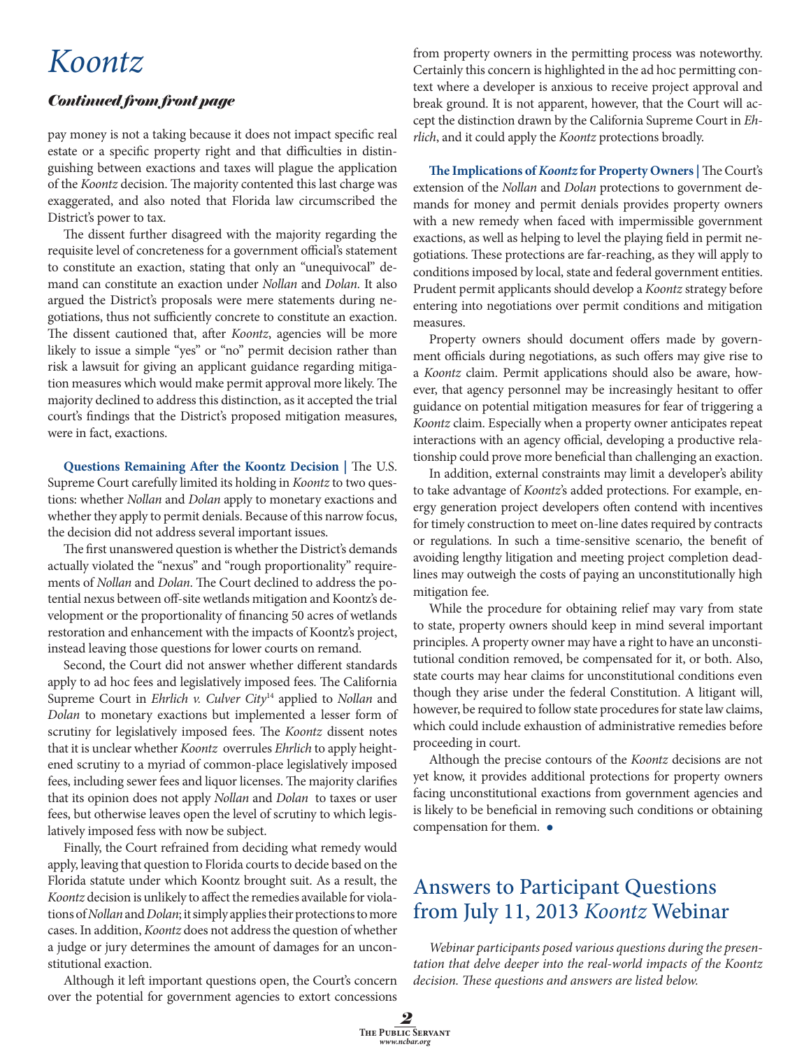# Koontz

#### *Continued from front page*

pay money is not a taking because it does not impact specific real estate or a specific property right and that difficulties in distinguishing between exactions and taxes will plague the application of the *Koontz* decision. The majority contented this last charge was exaggerated, and also noted that Florida law circumscribed the District's power to tax.

The dissent further disagreed with the majority regarding the requisite level of concreteness for a government official's statement to constitute an exaction, stating that only an "unequivocal" demand can constitute an exaction under *Nollan* and *Dolan*. It also argued the District's proposals were mere statements during negotiations, thus not sufficiently concrete to constitute an exaction. The dissent cautioned that, after *Koontz*, agencies will be more likely to issue a simple "yes" or "no" permit decision rather than risk a lawsuit for giving an applicant guidance regarding mitigation measures which would make permit approval more likely. The majority declined to address this distinction, as it accepted the trial court's findings that the District's proposed mitigation measures, were in fact, exactions.

**Questions Remaining After the Koontz Decision |** The U.S. Supreme Court carefully limited its holding in *Koontz* to two questions: whether *Nollan* and *Dolan* apply to monetary exactions and whether they apply to permit denials. Because of this narrow focus, the decision did not address several important issues.

The first unanswered question is whether the District's demands actually violated the "nexus" and "rough proportionality" requirements of *Nollan* and *Dolan*. The Court declined to address the potential nexus between off-site wetlands mitigation and Koontz's development or the proportionality of financing 50 acres of wetlands restoration and enhancement with the impacts of Koontz's project, instead leaving those questions for lower courts on remand.

Second, the Court did not answer whether different standards apply to ad hoc fees and legislatively imposed fees. The California Supreme Court in *Ehrlich v. Culver City*[14] applied to *Nollan* and *Dolan* to monetary exactions but implemented a lesser form of scrutiny for legislatively imposed fees. The *Koontz* dissent notes that it is unclear whether *Koontz* overrules *Ehrlich* to apply heightened scrutiny to a myriad of common-place legislatively imposed fees, including sewer fees and liquor licenses. The majority clarifies that its opinion does not apply *Nollan* and *Dolan* to taxes or user fees, but otherwise leaves open the level of scrutiny to which legislatively imposed fess with now be subject.

Finally, the Court refrained from deciding what remedy would apply, leaving that question to Florida courts to decide based on the Florida statute under which Koontz brought suit. As a result, the *Koontz* decision is unlikely to affect the remedies available for violations of *Nollan* and *Dolan*; it simply applies their protections to more cases. In addition, *Koontz* does not address the question of whether a judge or jury determines the amount of damages for an unconstitutional exaction.

Although it left important questions open, the Court's concern over the potential for government agencies to extort concessions from property owners in the permitting process was noteworthy. Certainly this concern is highlighted in the ad hoc permitting context where a developer is anxious to receive project approval and break ground. It is not apparent, however, that the Court will accept the distinction drawn by the California Supreme Court in *Ehrlich*, and it could apply the *Koontz* protections broadly.

**The Implications of *Koontz* for Property Owners |** The Court's extension of the *Nollan* and *Dolan* protections to government demands for money and permit denials provides property owners with a new remedy when faced with impermissible government exactions, as well as helping to level the playing field in permit negotiations. These protections are far-reaching, as they will apply to conditions imposed by local, state and federal government entities. Prudent permit applicants should develop a *Koontz* strategy before entering into negotiations over permit conditions and mitigation measures.

Property owners should document offers made by government officials during negotiations, as such offers may give rise to a *Koontz* claim. Permit applications should also be aware, however, that agency personnel may be increasingly hesitant to offer guidance on potential mitigation measures for fear of triggering a *Koontz* claim. Especially when a property owner anticipates repeat interactions with an agency official, developing a productive relationship could prove more beneficial than challenging an exaction.

In addition, external constraints may limit a developer's ability to take advantage of *Koontz*'s added protections. For example, energy generation project developers often contend with incentives for timely construction to meet on-line dates required by contracts or regulations. In such a time-sensitive scenario, the benefit of avoiding lengthy litigation and meeting project completion deadlines may outweigh the costs of paying an unconstitutionally high mitigation fee.

While the procedure for obtaining relief may vary from state to state, property owners should keep in mind several important principles. A property owner may have a right to have an unconstitutional condition removed, be compensated for it, or both. Also, state courts may hear claims for unconstitutional conditions even though they arise under the federal Constitution. A litigant will, however, be required to follow state procedures for state law claims, which could include exhaustion of administrative remedies before proceeding in court.

Although the precise contours of the *Koontz* decisions are not yet know, it provides additional protections for property owners facing unconstitutional exactions from government agencies and is likely to be beneficial in removing such conditions or obtaining compensation for them. •

## Answers to Participant Questions from July 11, 2013 *Koontz* Webinar

*Webinar participants posed various questions during the presentation that delve deeper into the real-world impacts of the Koontz decision. These questions and answers are listed below.*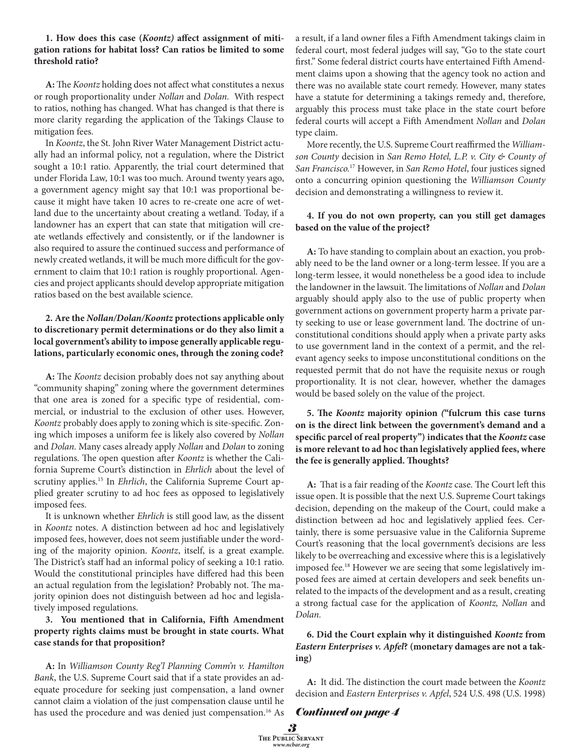**1. How does this case (*Koontz)* affect assignment of mitigation rations for habitat loss? Can ratios be limited to some threshold ratio?**

**A:** The *Koontz* holding does not affect what constitutes a nexus or rough proportionality under *Nollan* and *Dolan*. With respect to ratios, nothing has changed. What has changed is that there is more clarity regarding the application of the Takings Clause to mitigation fees.

In *Koontz*, the St. John River Water Management District actually had an informal policy, not a regulation, where the District sought a 10:1 ratio. Apparently, the trial court determined that under Florida Law, 10:1 was too much. Around twenty years ago, a government agency might say that 10:1 was proportional because it might have taken 10 acres to re-create one acre of wetland due to the uncertainty about creating a wetland. Today, if a landowner has an expert that can state that mitigation will create wetlands effectively and consistently, or if the landowner is also required to assure the continued success and performance of newly created wetlands, it will be much more difficult for the government to claim that 10:1 ration is roughly proportional. Agencies and project applicants should develop appropriate mitigation ratios based on the best available science.

**2. Are the *Nollan/Dolan/Koontz* protections applicable only to discretionary permit determinations or do they also limit a local government's ability to impose generally applicable regulations, particularly economic ones, through the zoning code?**

**A:** The *Koontz* decision probably does not say anything about "community shaping" zoning where the government determines that one area is zoned for a specific type of residential, commercial, or industrial to the exclusion of other uses. However, *Koontz* probably does apply to zoning which is site-specific. Zoning which imposes a uniform fee is likely also covered by *Nollan* and *Dolan.* Many cases already apply *Nollan* and *Dolan* to zoning regulations. The open question after *Koontz* is whether the California Supreme Court's distinction in *Ehrlich* about the level of scrutiny applies.[15] In *Ehrlich*, the California Supreme Court applied greater scrutiny to ad hoc fees as opposed to legislatively imposed fees.

It is unknown whether *Ehrlich* is still good law, as the dissent in *Koontz* notes. A distinction between ad hoc and legislatively imposed fees, however, does not seem justifiable under the wording of the majority opinion. *Koontz*, itself, is a great example. The District's staff had an informal policy of seeking a 10:1 ratio. Would the constitutional principles have differed had this been an actual regulation from the legislation? Probably not. The majority opinion does not distinguish between ad hoc and legislatively imposed regulations.

**3. You mentioned that in California, Fifth Amendment property rights claims must be brought in state courts. What case stands for that proposition?**

**A:** In *Williamson County Reg'l Planning Comm'n v. Hamilton Bank*, the U.S. Supreme Court said that if a state provides an adequate procedure for seeking just compensation, a land owner cannot claim a violation of the just compensation clause until he has used the procedure and was denied just compensation.[16] As a result, if a land owner files a Fifth Amendment takings claim in federal court, most federal judges will say, "Go to the state court first." Some federal district courts have entertained Fifth Amendment claims upon a showing that the agency took no action and there was no available state court remedy. However, many states have a statute for determining a takings remedy and, therefore, arguably this process must take place in the state court before federal courts will accept a Fifth Amendment *Nollan* and *Dolan* type claim.

More recently, the U.S. Supreme Court reaffirmed the *Williamson County* decision in *San Remo Hotel, L.P. v. City & County of San Francisco.*[17] However, in *San Remo Hotel*, four justices signed onto a concurring opinion questioning the *Williamson County* decision and demonstrating a willingness to review it.

**4. If you do not own property, can you still get damages based on the value of the project?**

**A:** To have standing to complain about an exaction, you probably need to be the land owner or a long-term lessee. If you are a long-term lessee, it would nonetheless be a good idea to include the landowner in the lawsuit. The limitations of *Nollan* and *Dolan* arguably should apply also to the use of public property when government actions on government property harm a private party seeking to use or lease government land. The doctrine of unconstitutional conditions should apply when a private party asks to use government land in the context of a permit, and the relevant agency seeks to impose unconstitutional conditions on the requested permit that do not have the requisite nexus or rough proportionality. It is not clear, however, whether the damages would be based solely on the value of the project.

**5. The *Koontz* majority opinion ("fulcrum this case turns on is the direct link between the government's demand and a specific parcel of real property") indicates that the *Koontz* case is more relevant to ad hoc than legislatively applied fees, where the fee is generally applied. Thoughts?**

**A:** That is a fair reading of the *Koontz* case. The Court left this issue open. It is possible that the next U.S. Supreme Court takings decision, depending on the makeup of the Court, could make a distinction between ad hoc and legislatively applied fees. Certainly, there is some persuasive value in the California Supreme Court's reasoning that the local government's decisions are less likely to be overreaching and excessive where this is a legislatively imposed fee.[18] However we are seeing that some legislatively imposed fees are aimed at certain developers and seek benefits unrelated to the impacts of the development and as a result, creating a strong factual case for the application of *Koontz, Nollan* and *Dolan.*

**6. Did the Court explain why it distinguished *Koontz* from *Eastern Enterprises v. Apfel*? (monetary damages are not a taking)**

**A:** It did. The distinction the court made between the *Koontz* decision and *Eastern Enterprises v. Apfel*, 524 U.S. 498 (U.S. 1998)

*Continued on page 4*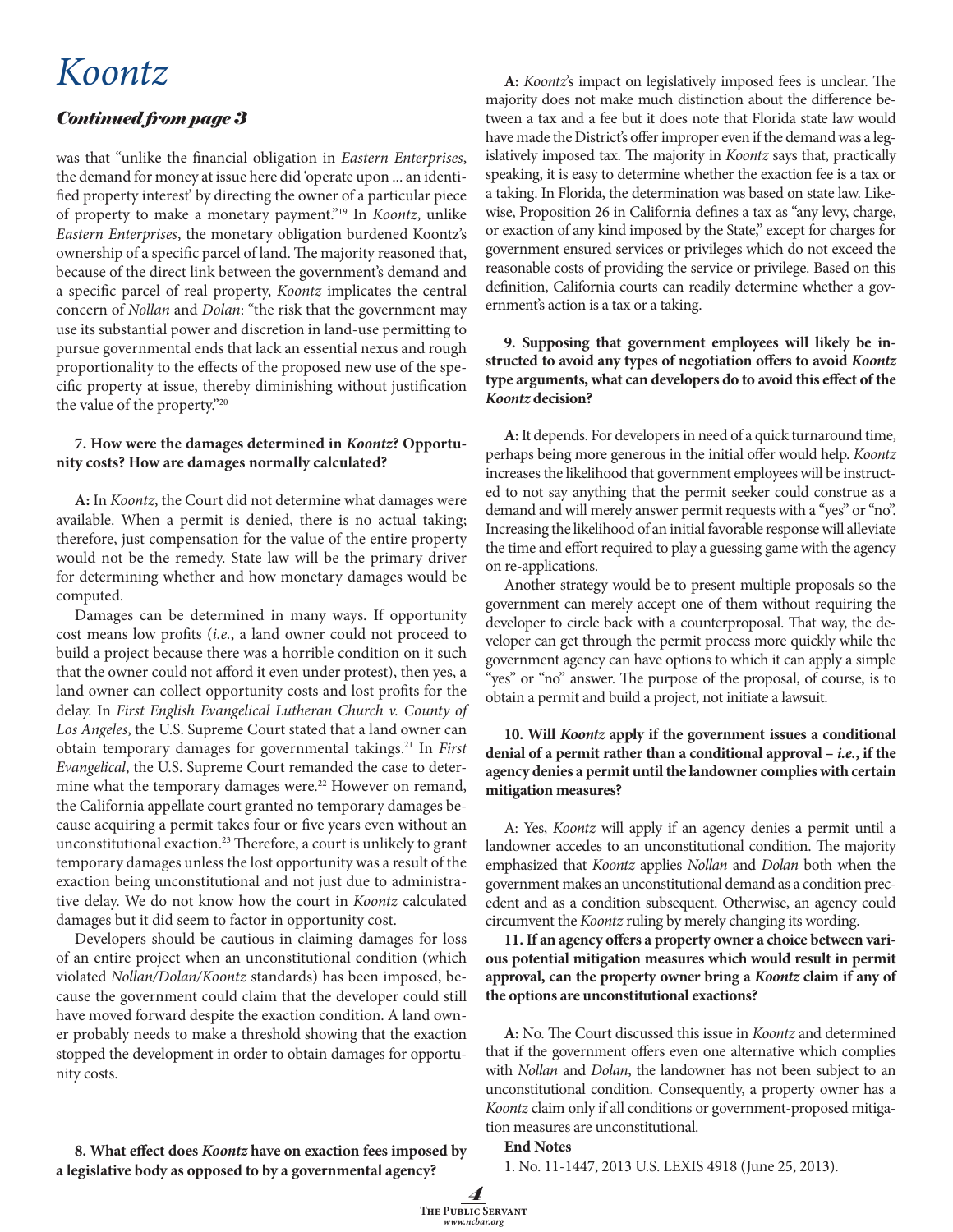# *Koontz*

## *Continued from page 3*

was that "unlike the financial obligation in *Eastern Enterprises*, the demand for money at issue here did 'operate upon ... an identified property interest' by directing the owner of a particular piece of property to make a monetary payment."[19] In *Koontz*, unlike *Eastern Enterprises*, the monetary obligation burdened Koontz's ownership of a specific parcel of land. The majority reasoned that, because of the direct link between the government's demand and a specific parcel of real property, *Koontz* implicates the central concern of *Nollan* and *Dolan*: "the risk that the government may use its substantial power and discretion in land-use permitting to pursue governmental ends that lack an essential nexus and rough proportionality to the effects of the proposed new use of the specific property at issue, thereby diminishing without justification the value of the property."[20]

**7. How were the damages determined in *Koontz*? Opportunity costs? How are damages normally calculated?**

**A:** In *Koontz*, the Court did not determine what damages were available. When a permit is denied, there is no actual taking; therefore, just compensation for the value of the entire property would not be the remedy. State law will be the primary driver for determining whether and how monetary damages would be computed.

Damages can be determined in many ways. If opportunity cost means low profits (*i.e.*, a land owner could not proceed to build a project because there was a horrible condition on it such that the owner could not afford it even under protest), then yes, a land owner can collect opportunity costs and lost profits for the delay. In *First English Evangelical Lutheran Church v. County of Los Angeles*, the U.S. Supreme Court stated that a land owner can obtain temporary damages for governmental takings.[21] In *First Evangelical*, the U.S. Supreme Court remanded the case to determine what the temporary damages were.[22] However on remand, the California appellate court granted no temporary damages because acquiring a permit takes four or five years even without an unconstitutional exaction.[23] Therefore, a court is unlikely to grant temporary damages unless the lost opportunity was a result of the exaction being unconstitutional and not just due to administrative delay. We do not know how the court in *Koontz* calculated damages but it did seem to factor in opportunity cost.

Developers should be cautious in claiming damages for loss of an entire project when an unconstitutional condition (which violated *Nollan/Dolan/Koontz* standards) has been imposed, because the government could claim that the developer could still have moved forward despite the exaction condition. A land owner probably needs to make a threshold showing that the exaction stopped the development in order to obtain damages for opportunity costs.

**8. What effect does *Koontz* have on exaction fees imposed by a legislative body as opposed to by a governmental agency?**

**A:** *Koontz*'s impact on legislatively imposed fees is unclear. The majority does not make much distinction about the difference between a tax and a fee but it does note that Florida state law would have made the District's offer improper even if the demand was a legislatively imposed tax. The majority in *Koontz* says that, practically speaking, it is easy to determine whether the exaction fee is a tax or a taking. In Florida, the determination was based on state law. Likewise, Proposition 26 in California defines a tax as "any levy, charge, or exaction of any kind imposed by the State," except for charges for government ensured services or privileges which do not exceed the reasonable costs of providing the service or privilege. Based on this definition, California courts can readily determine whether a government's action is a tax or a taking.

**9. Supposing that government employees will likely be instructed to avoid any types of negotiation offers to avoid *Koontz* type arguments, what can developers do to avoid this effect of the *Koontz* decision?**

**A:** It depends. For developers in need of a quick turnaround time, perhaps being more generous in the initial offer would help. *Koontz* increases the likelihood that government employees will be instructed to not say anything that the permit seeker could construe as a demand and will merely answer permit requests with a "yes" or "no". Increasing the likelihood of an initial favorable response will alleviate the time and effort required to play a guessing game with the agency on re-applications.

Another strategy would be to present multiple proposals so the government can merely accept one of them without requiring the developer to circle back with a counterproposal. That way, the developer can get through the permit process more quickly while the government agency can have options to which it can apply a simple "yes" or "no" answer. The purpose of the proposal, of course, is to obtain a permit and build a project, not initiate a lawsuit.

**10. Will *Koontz* apply if the government issues a conditional denial of a permit rather than a conditional approval – *i.e.*, if the agency denies a permit until the landowner complies with certain mitigation measures?**

A: Yes, *Koontz* will apply if an agency denies a permit until a landowner accedes to an unconstitutional condition. The majority emphasized that *Koontz* applies *Nollan* and *Dolan* both when the government makes an unconstitutional demand as a condition precedent and as a condition subsequent. Otherwise, an agency could circumvent the *Koontz* ruling by merely changing its wording.

**11. If an agency offers a property owner a choice between various potential mitigation measures which would result in permit approval, can the property owner bring a *Koontz* claim if any of the options are unconstitutional exactions?**

**A:** No. The Court discussed this issue in *Koontz* and determined that if the government offers even one alternative which complies with *Nollan* and *Dolan*, the landowner has not been subject to an unconstitutional condition. Consequently, a property owner has a *Koontz* claim only if all conditions or government-proposed mitigation measures are unconstitutional.

**End Notes**

1. No. 11-1447, 2013 U.S. LEXIS 4918 (June 25, 2013).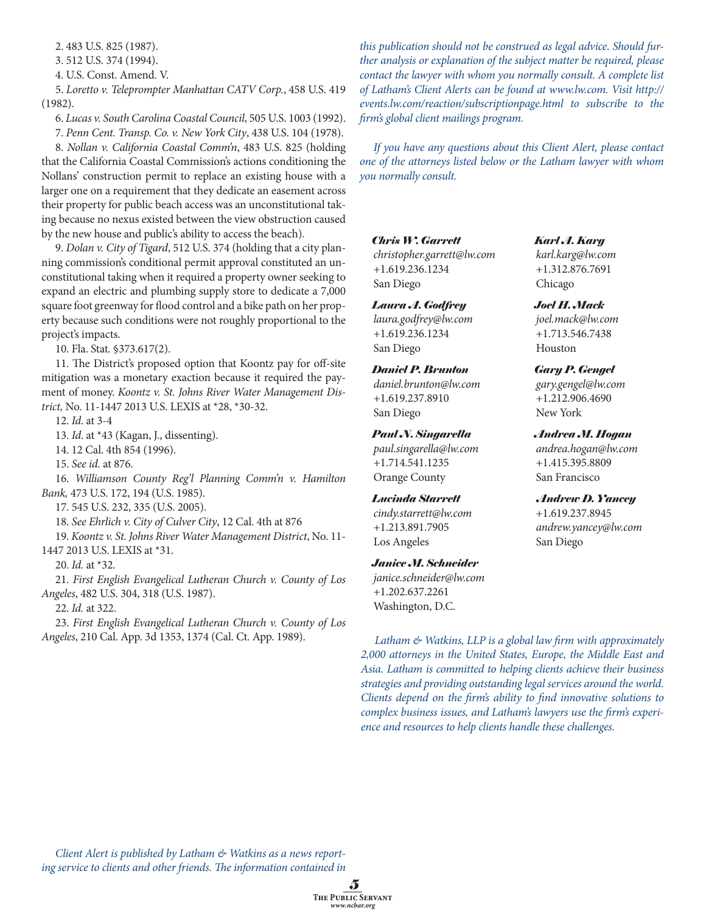2. 483 U.S. 825 (1987).

3. 512 U.S. 374 (1994).

4. U.S. Const. Amend. V.

5. *Loretto v. Teleprompter Manhattan CATV Corp.*, 458 U.S. 419 (1982).

6. *Lucas v. South Carolina Coastal Council*, 505 U.S. 1003 (1992).

7. *Penn Cent. Transp. Co. v. New York City*, 438 U.S. 104 (1978).

8. *Nollan v. California Coastal Comm'n*, 483 U.S. 825 (holding that the California Coastal Commission's actions conditioning the Nollans' construction permit to replace an existing house with a larger one on a requirement that they dedicate an easement across their property for public beach access was an unconstitutional taking because no nexus existed between the view obstruction caused by the new house and public's ability to access the beach).

9. *Dolan v. City of Tigard*, 512 U.S. 374 (holding that a city planning commission's conditional permit approval constituted an unconstitutional taking when it required a property owner seeking to expand an electric and plumbing supply store to dedicate a 7,000 square foot greenway for flood control and a bike path on her property because such conditions were not roughly proportional to the project's impacts.

10. Fla. Stat. §373.617(2).

11. The District's proposed option that Koontz pay for off-site mitigation was a monetary exaction because it required the payment of money. *Koontz v. St. Johns River Water Management District,* No. 11-1447 2013 U.S. LEXIS at *28, *30-32.

12. *Id*. at 3-4

13. *Id*. at *43 (Kagan, J., dissenting).

14. 12 Cal. 4th 854 (1996).

15. *See id.* at 876.

16. *Williamson County Reg'l Planning Comm'n v. Hamilton Bank,* 473 U.S. 172, 194 (U.S. 1985).

17. 545 U.S. 232, 335 (U.S. 2005).

18. *See Ehrlich v. City of Culver City*, 12 Cal. 4th at 876

19. *Koontz v. St. Johns River Water Management District*, No. 11-1447 2013 U.S. LEXIS at *31.

20. *Id.* at *32.

21. *First English Evangelical Lutheran Church v. County of Los Angeles*, 482 U.S. 304, 318 (U.S. 1987).

22. *Id.* at 322.

23. *First English Evangelical Lutheran Church v. County of Los Angeles*, 210 Cal. App. 3d 1353, 1374 (Cal. Ct. App. 1989).

*Client Alert is published by Latham & Watkins as a news reporting service to clients and other friends. The information contained in this publication should not be construed as legal advice. Should further analysis or explanation of the subject matter be required, please contact the lawyer with whom you normally consult. A complete list of Latham's Client Alerts can be found at www.lw.com. Visit http://events.lw.com/reaction/subscriptionpage.html to subscribe to the firm's global client mailings program.*

*If you have any questions about this Client Alert, please contact one of the attorneys listed below or the Latham lawyer with whom you normally consult.*

***Chris W. Garrett***
christopher.garrett@lw.com
+1.619.236.1234
San Diego

***Laura A. Godfrey***
laura.godfrey@lw.com
+1.619.236.1234
San Diego

***Daniel P. Brunton***
daniel.brunton@lw.com
+1.619.237.8910
San Diego

***Paul N. Singarella***
paul.singarella@lw.com
+1.714.541.1235
Orange County

***Lucinda Starrett***
cindy.starrett@lw.com
+1.213.891.7905
Los Angeles

***Janice M. Schneider***
janice.schneider@lw.com
+1.202.637.2261
Washington, D.C.

***Karl A. Karg***
karl.karg@lw.com
+1.312.876.7691
Chicago

***Joel H. Mack***
joel.mack@lw.com
+1.713.546.7438
Houston

***Gary P. Gengel***
gary.gengel@lw.com
+1.212.906.4690
New York

***Andrea M. Hogan***
andrea.hogan@lw.com
+1.415.395.8809
San Francisco

***Andrew D. Yancey***
+1.619.237.8945
andrew.yancey@lw.com
San Diego

*Latham & Watkins, LLP is a global law firm with approximately 2,000 attorneys in the United States, Europe, the Middle East and Asia. Latham is committed to helping clients achieve their business strategies and providing outstanding legal services around the world. Clients depend on the firm's ability to find innovative solutions to complex business issues, and Latham's lawyers use the firm's experience and resources to help clients handle these challenges.*